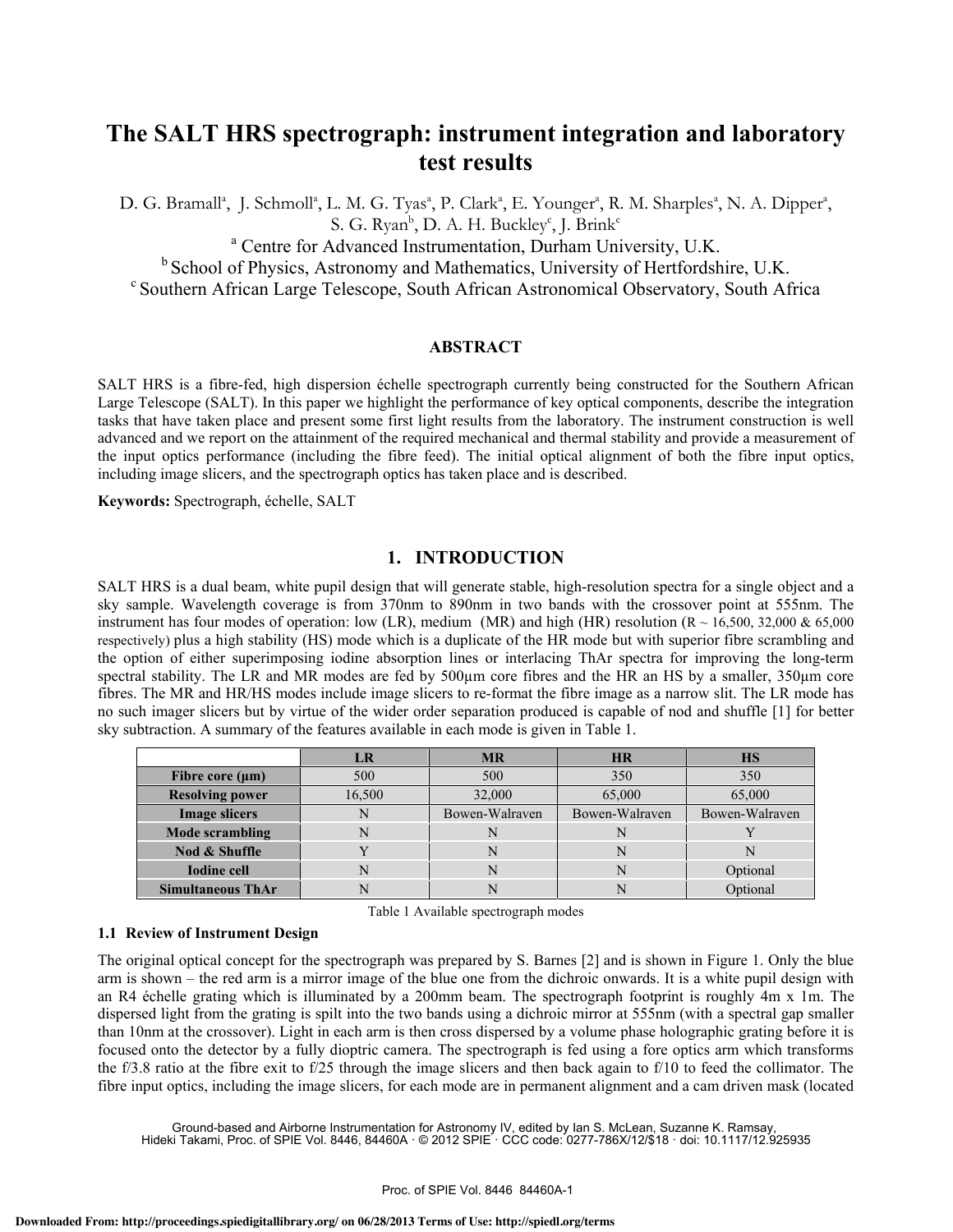# The SALT HRS spectrograph: instrument integration and laboratory test results

D. G. Bramall[a], J. Schmoll[a], L. M. G. Tyas[a], P. Clark[a], E. Younger[a], R. M. Sharples[a], N. A. Dipper[a], S. G. Ryan[b], D. A. H. Buckley[c], J. Brink[c]

[a] Centre for Advanced Instrumentation, Durham University, U.K.

[b] School of Physics, Astronomy and Mathematics, University of Hertfordshire, U.K.

[c] Southern African Large Telescope, South African Astronomical Observatory, South Africa

## ABSTRACT

SALT HRS is a fibre-fed, high dispersion échelle spectrograph currently being constructed for the Southern African Large Telescope (SALT). In this paper we highlight the performance of key optical components, describe the integration tasks that have taken place and present some first light results from the laboratory. The instrument construction is well advanced and we report on the attainment of the required mechanical and thermal stability and provide a measurement of the input optics performance (including the fibre feed). The initial optical alignment of both the fibre input optics, including image slicers, and the spectrograph optics has taken place and is described.

**Keywords:** Spectrograph, échelle, SALT

## 1. INTRODUCTION

SALT HRS is a dual beam, white pupil design that will generate stable, high-resolution spectra for a single object and a sky sample. Wavelength coverage is from 370nm to 890nm in two bands with the crossover point at 555nm. The instrument has four modes of operation: low (LR), medium (MR) and high (HR) resolution (R ~ 16,500, 32,000 & 65,000 respectively) plus a high stability (HS) mode which is a duplicate of the HR mode but with superior fibre scrambling and the option of either superimposing iodine absorption lines or interlacing ThAr spectra for improving the long-term spectral stability. The LR and MR modes are fed by 500µm core fibres and the HR an HS by a smaller, 350µm core fibres. The MR and HR/HS modes include image slicers to re-format the fibre image as a narrow slit. The LR mode has no such imager slicers but by virtue of the wider order separation produced is capable of nod and shuffle [1] for better sky subtraction. A summary of the features available in each mode is given in Table 1.

| | LR | MR | HR | HS |
|---|---|---|---|---|
| **Fibre core (µm)** | 500 | 500 | 350 | 350 |
| **Resolving power** | 16,500 | 32,000 | 65,000 | 65,000 |
| **Image slicers** | N | Bowen-Walraven | Bowen-Walraven | Bowen-Walraven |
| **Mode scrambling** | N | N | N | Y |
| **Nod & Shuffle** | Y | N | N | N |
| **Iodine cell** | N | N | N | Optional |
| **Simultaneous ThAr** | N | N | N | Optional |

Table 1 Available spectrograph modes

### 1.1 Review of Instrument Design

The original optical concept for the spectrograph was prepared by S. Barnes [2] and is shown in Figure 1. Only the blue arm is shown – the red arm is a mirror image of the blue one from the dichroic onwards. It is a white pupil design with an R4 échelle grating which is illuminated by a 200mm beam. The spectrograph footprint is roughly 4m x 1m. The dispersed light from the grating is spilt into the two bands using a dichroic mirror at 555nm (with a spectral gap smaller than 10nm at the crossover). Light in each arm is then cross dispersed by a volume phase holographic grating before it is focused onto the detector by a fully dioptric camera. The spectrograph is fed using a fore optics arm which transforms the f/3.8 ratio at the fibre exit to f/25 through the image slicers and then back again to f/10 to feed the collimator. The fibre input optics, including the image slicers, for each mode are in permanent alignment and a cam driven mask (located

Ground-based and Airborne Instrumentation for Astronomy IV, edited by Ian S. McLean, Suzanne K. Ramsay, Hideki Takami, Proc. of SPIE Vol. 8446, 84460A · © 2012 SPIE · CCC code: 0277-786X/12/$18 · doi: 10.1117/12.925935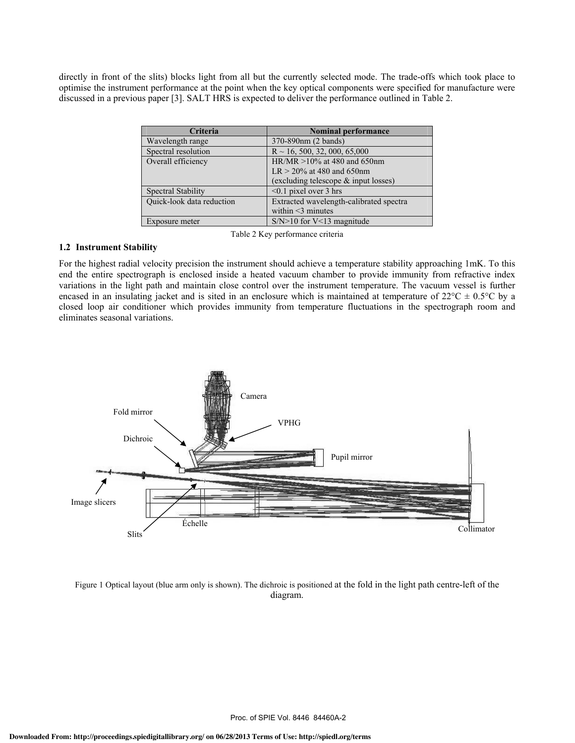directly in front of the slits) blocks light from all but the currently selected mode. The trade-offs which took place to optimise the instrument performance at the point when the key optical components were specified for manufacture were discussed in a previous paper [3]. SALT HRS is expected to deliver the performance outlined in Table 2.

| Criteria | Nominal performance |
|---|---|
| Wavelength range | 370-890nm (2 bands) |
| Spectral resolution | R ~ 16, 500, 32, 000, 65,000 |
| Overall efficiency | HR/MR >10% at 480 and 650nm<br>LR > 20% at 480 and 650nm<br>(excluding telescope & input losses) |
| Spectral Stability | <0.1 pixel over 3 hrs |
| Quick-look data reduction | Extracted wavelength-calibrated spectra within <3 minutes |
| Exposure meter | S/N>10 for V<13 magnitude |

Table 2 Key performance criteria

### 1.2 Instrument Stability

For the highest radial velocity precision the instrument should achieve a temperature stability approaching 1mK. To this end the entire spectrograph is enclosed inside a heated vacuum chamber to provide immunity from refractive index variations in the light path and maintain close control over the instrument temperature. The vacuum vessel is further encased in an insulating jacket and is sited in an enclosure which is maintained at temperature of 22°C ± 0.5°C by a closed loop air conditioner which provides immunity from temperature fluctuations in the spectrograph room and eliminates seasonal variations.

Figure 1 Optical layout (blue arm only is shown). The dichroic is positioned at the fold in the light path centre-left of the diagram.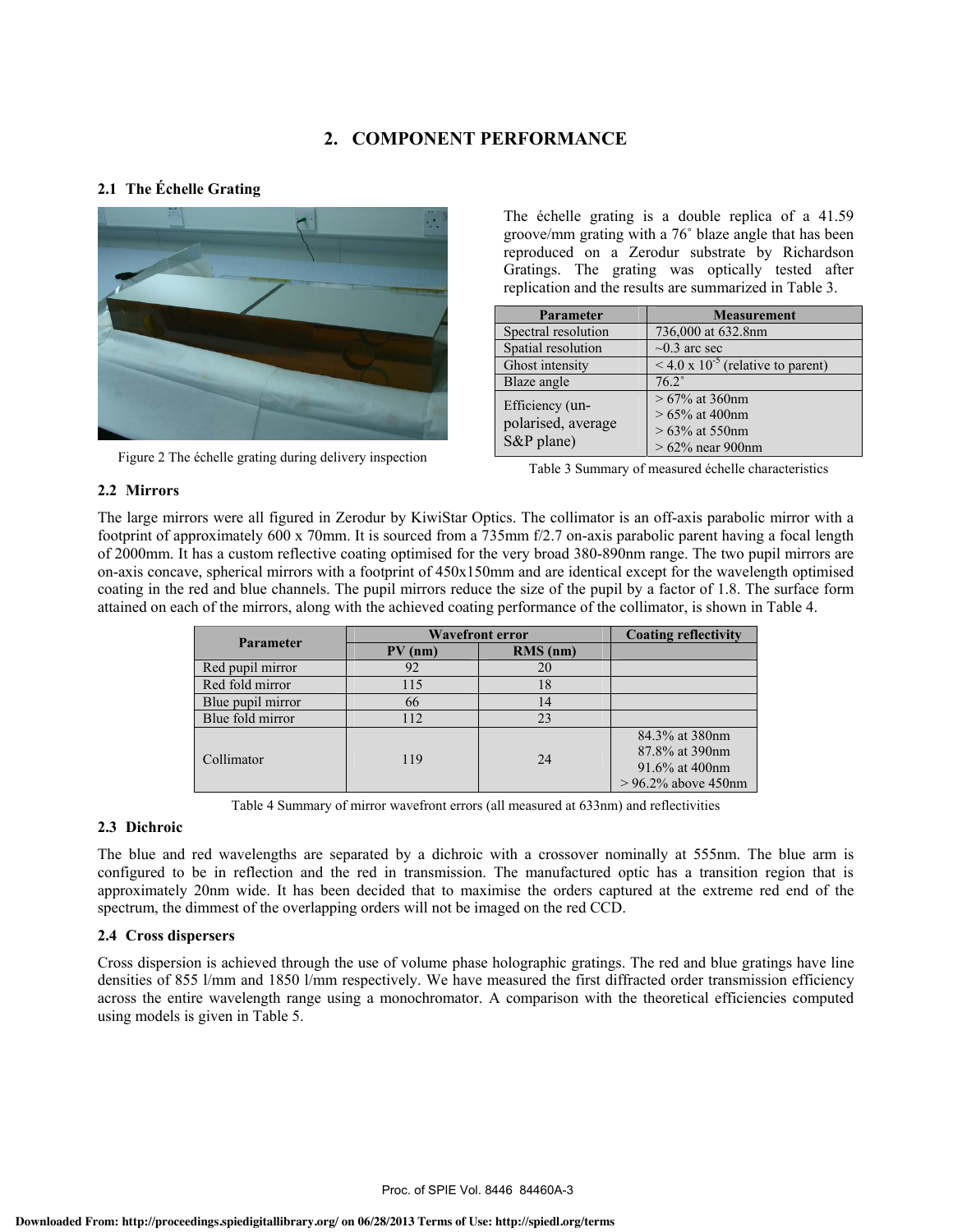# 2. COMPONENT PERFORMANCE

## 2.1 The Échelle Grating

Figure 2 The échelle grating during delivery inspection

The échelle grating is a double replica of a 41.59 groove/mm grating with a 76˚ blaze angle that has been reproduced on a Zerodur substrate by Richardson Gratings. The grating was optically tested after replication and the results are summarized in Table 3.

| Parameter | Measurement |
|---|---|
| Spectral resolution | 736,000 at 632.8nm |
| Spatial resolution | ~0.3 arc sec |
| Ghost intensity | < 4.0 x $10^{-5}$ (relative to parent) |
| Blaze angle | 76.2˚ |
| Efficiency (un-polarised, average S&P plane) | > 67% at 360nm<br>> 65% at 400nm<br>> 63% at 550nm<br>> 62% near 900nm |

Table 3 Summary of measured échelle characteristics

## 2.2 Mirrors

The large mirrors were all figured in Zerodur by KiwiStar Optics. The collimator is an off-axis parabolic mirror with a footprint of approximately 600 x 70mm. It is sourced from a 735mm f/2.7 on-axis parabolic parent having a focal length of 2000mm. It has a custom reflective coating optimised for the very broad 380-890nm range. The two pupil mirrors are on-axis concave, spherical mirrors with a footprint of 450x150mm and are identical except for the wavelength optimised coating in the red and blue channels. The pupil mirrors reduce the size of the pupil by a factor of 1.8. The surface form attained on each of the mirrors, along with the achieved coating performance of the collimator, is shown in Table 4.

| Parameter | Wavefront error | | Coating reflectivity |
|---|---|---|---|
| | PV (nm) | RMS (nm) | |
| Red pupil mirror | 92 | 20 | |
| Red fold mirror | 115 | 18 | |
| Blue pupil mirror | 66 | 14 | |
| Blue fold mirror | 112 | 23 | |
| Collimator | 119 | 24 | 84.3% at 380nm<br>87.8% at 390nm<br>91.6% at 400nm<br>> 96.2% above 450nm |

Table 4 Summary of mirror wavefront errors (all measured at 633nm) and reflectivities

## 2.3 Dichroic

The blue and red wavelengths are separated by a dichroic with a crossover nominally at 555nm. The blue arm is configured to be in reflection and the red in transmission. The manufactured optic has a transition region that is approximately 20nm wide. It has been decided that to maximise the orders captured at the extreme red end of the spectrum, the dimmest of the overlapping orders will not be imaged on the red CCD.

## 2.4 Cross dispersers

Cross dispersion is achieved through the use of volume phase holographic gratings. The red and blue gratings have line densities of 855 l/mm and 1850 l/mm respectively. We have measured the first diffracted order transmission efficiency across the entire wavelength range using a monochromator. A comparison with the theoretical efficiencies computed using models is given in Table 5.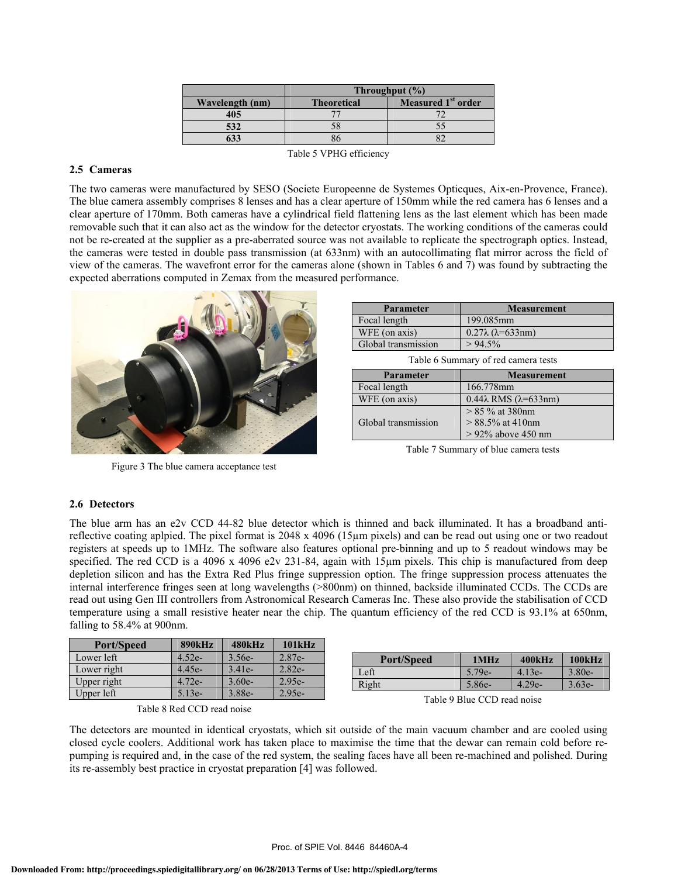| Wavelength (nm) | Throughput (%) | |
|---|---|---|
| | Theoretical | Measured 1st order |
| 405 | 77 | 72 |
| 532 | 58 | 55 |
| 633 | 86 | 82 |

Table 5 VPHG efficiency

### 2.5 Cameras

The two cameras were manufactured by SESO (Societe Europeenne de Systemes Opticques, Aix-en-Provence, France). The blue camera assembly comprises 8 lenses and has a clear aperture of 150mm while the red camera has 6 lenses and a clear aperture of 170mm. Both cameras have a cylindrical field flattening lens as the last element which has been made removable such that it can also act as the window for the detector cryostats. The working conditions of the cameras could not be re-created at the supplier as a pre-aberrated source was not available to replicate the spectrograph optics. Instead, the cameras were tested in double pass transmission (at 633nm) with an autocollimating flat mirror across the field of view of the cameras. The wavefront error for the cameras alone (shown in Tables 6 and 7) was found by subtracting the expected aberrations computed in Zemax from the measured performance.

Figure 3 The blue camera acceptance test

| Parameter | Measurement |
|---|---|
| Focal length | 199.085mm |
| WFE (on axis) | 0.27λ (λ=633nm) |
| Global transmission | > 94.5% |

Table 6 Summary of red camera tests

| Parameter | Measurement |
|---|---|
| Focal length | 166.778mm |
| WFE (on axis) | 0.44λ RMS (λ=633nm) |
| Global transmission | > 85 % at 380nm<br>> 88.5% at 410nm<br>> 92% above 450 nm |

Table 7 Summary of blue camera tests

### 2.6 Detectors

The blue arm has an e2v CCD 44-82 blue detector which is thinned and back illuminated. It has a broadband anti-reflective coating aplpied. The pixel format is 2048 x 4096 (15μm pixels) and can be read out using one or two readout registers at speeds up to 1MHz. The software also features optional pre-binning and up to 5 readout windows may be specified. The red CCD is a 4096 x 4096 e2v 231-84, again with 15μm pixels. This chip is manufactured from deep depletion silicon and has the Extra Red Plus fringe suppression option. The fringe suppression process attenuates the internal interference fringes seen at long wavelengths (>800nm) on thinned, backside illuminated CCDs. The CCDs are read out using Gen III controllers from Astronomical Research Cameras Inc. These also provide the stabilisation of CCD temperature using a small resistive heater near the chip. The quantum efficiency of the red CCD is 93.1% at 650nm, falling to 58.4% at 900nm.

| Port/Speed | 890kHz | 480kHz | 101kHz |
|---|---|---|---|
| Lower left | 4.52e- | 3.56e- | 2.87e- |
| Lower right | 4.45e- | 3.41e- | 2.82e- |
| Upper right | 4.72e- | 3.60e- | 2.95e- |
| Upper left | 5.13e- | 3.88e- | 2.95e- |

Table 8 Red CCD read noise

| Port/Speed | 1MHz | 400kHz | 100kHz |
|---|---|---|---|
| Left | 5.79e- | 4.13e- | 3.80e- |
| Right | 5.86e- | 4.29e- | 3.63e- |

Table 9 Blue CCD read noise

The detectors are mounted in identical cryostats, which sit outside of the main vacuum chamber and are cooled using closed cycle coolers. Additional work has taken place to maximise the time that the dewar can remain cold before re-pumping is required and, in the case of the red system, the sealing faces have all been re-machined and polished. During its re-assembly best practice in cryostat preparation [4] was followed.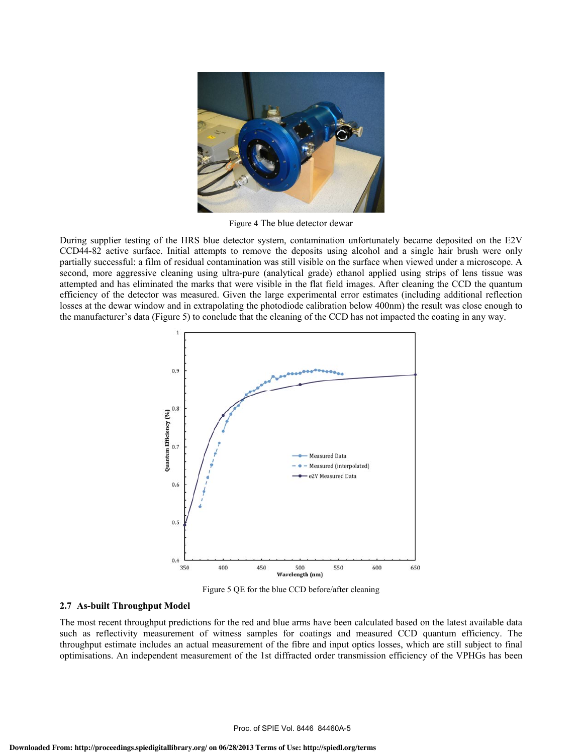Figure 4 The blue detector dewar

During supplier testing of the HRS blue detector system, contamination unfortunately became deposited on the E2V CCD44-82 active surface. Initial attempts to remove the deposits using alcohol and a single hair brush were only partially successful: a film of residual contamination was still visible on the surface when viewed under a microscope. A second, more aggressive cleaning using ultra-pure (analytical grade) ethanol applied using strips of lens tissue was attempted and has eliminated the marks that were visible in the flat field images. After cleaning the CCD the quantum efficiency of the detector was measured. Given the large experimental error estimates (including additional reflection losses at the dewar window and in extrapolating the photodiode calibration below 400nm) the result was close enough to the manufacturer's data (Figure 5) to conclude that the cleaning of the CCD has not impacted the coating in any way.

Figure 5 QE for the blue CCD before/after cleaning

### 2.7 As-built Throughput Model

The most recent throughput predictions for the red and blue arms have been calculated based on the latest available data such as reflectivity measurement of witness samples for coatings and measured CCD quantum efficiency. The throughput estimate includes an actual measurement of the fibre and input optics losses, which are still subject to final optimisations. An independent measurement of the 1st diffracted order transmission efficiency of the VPHGs has been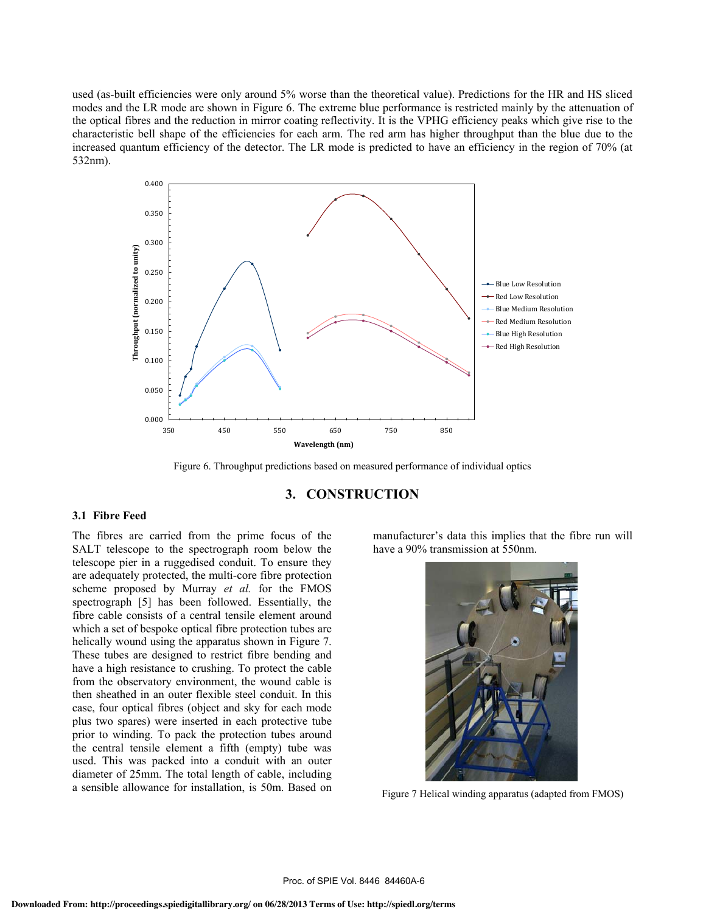used (as-built efficiencies were only around 5% worse than the theoretical value). Predictions for the HR and HS sliced modes and the LR mode are shown in Figure 6. The extreme blue performance is restricted mainly by the attenuation of the optical fibres and the reduction in mirror coating reflectivity. It is the VPHG efficiency peaks which give rise to the characteristic bell shape of the efficiencies for each arm. The red arm has higher throughput than the blue due to the increased quantum efficiency of the detector. The LR mode is predicted to have an efficiency in the region of 70% (at 532nm).

Figure 6. Throughput predictions based on measured performance of individual optics

## 3. CONSTRUCTION

### 3.1 Fibre Feed

The fibres are carried from the prime focus of the SALT telescope to the spectrograph room below the telescope pier in a ruggedised conduit. To ensure they are adequately protected, the multi-core fibre protection scheme proposed by Murray *et al.* for the FMOS spectrograph [5] has been followed. Essentially, the fibre cable consists of a central tensile element around which a set of bespoke optical fibre protection tubes are helically wound using the apparatus shown in Figure 7. These tubes are designed to restrict fibre bending and have a high resistance to crushing. To protect the cable from the observatory environment, the wound cable is then sheathed in an outer flexible steel conduit. In this case, four optical fibres (object and sky for each mode plus two spares) were inserted in each protective tube prior to winding. To pack the protection tubes around the central tensile element a fifth (empty) tube was used. This was packed into a conduit with an outer diameter of 25mm. The total length of cable, including a sensible allowance for installation, is 50m. Based on manufacturer's data this implies that the fibre run will have a 90% transmission at 550nm.

Figure 7 Helical winding apparatus (adapted from FMOS)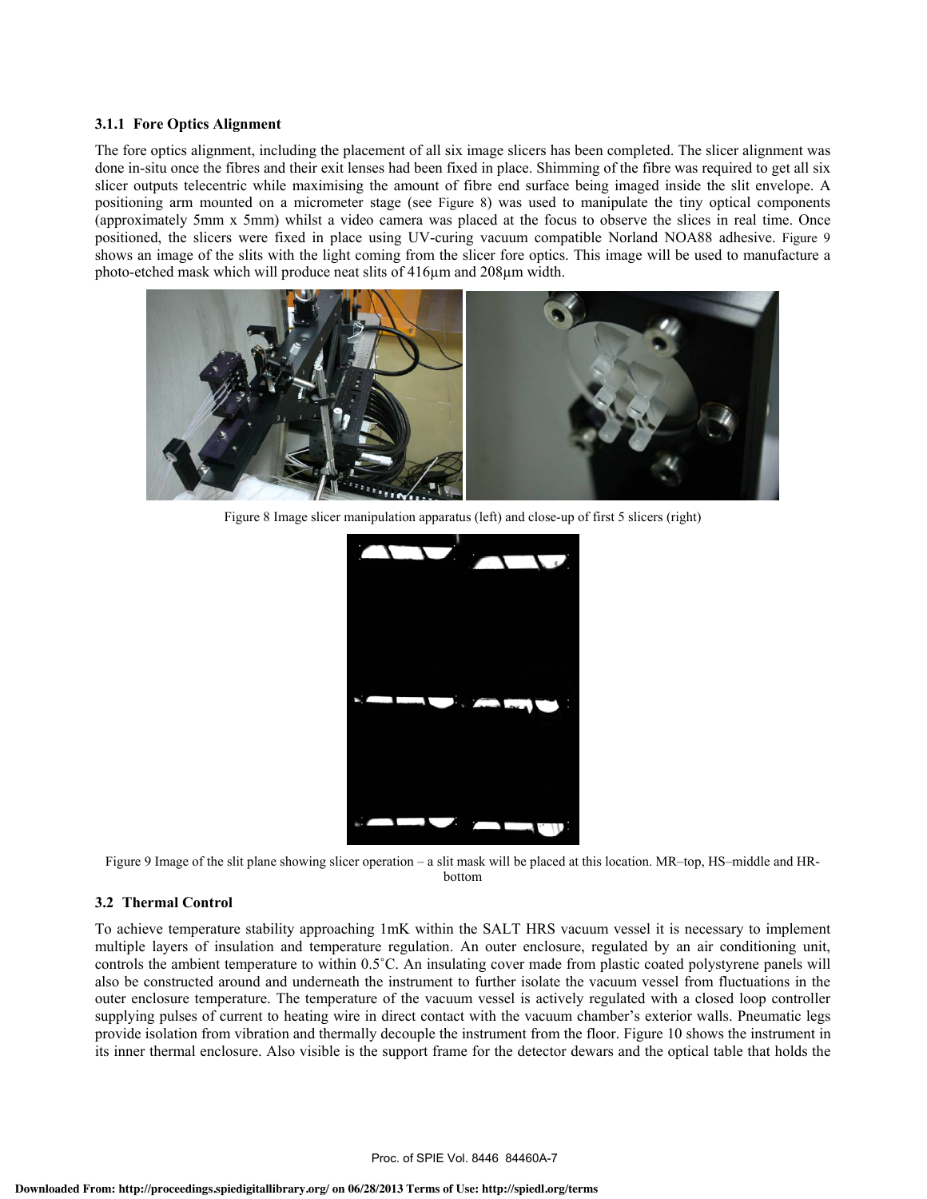#### 3.1.1 Fore Optics Alignment

The fore optics alignment, including the placement of all six image slicers has been completed. The slicer alignment was done in-situ once the fibres and their exit lenses had been fixed in place. Shimming of the fibre was required to get all six slicer outputs telecentric while maximising the amount of fibre end surface being imaged inside the slit envelope. A positioning arm mounted on a micrometer stage (see Figure 8) was used to manipulate the tiny optical components (approximately 5mm x 5mm) whilst a video camera was placed at the focus to observe the slices in real time. Once positioned, the slicers were fixed in place using UV-curing vacuum compatible Norland NOA88 adhesive. Figure 9 shows an image of the slits with the light coming from the slicer fore optics. This image will be used to manufacture a photo-etched mask which will produce neat slits of 416μm and 208μm width.

Figure 8 Image slicer manipulation apparatus (left) and close-up of first 5 slicers (right)

Figure 9 Image of the slit plane showing slicer operation – a slit mask will be placed at this location. MR–top, HS–middle and HR-bottom

### 3.2 Thermal Control

To achieve temperature stability approaching 1mK within the SALT HRS vacuum vessel it is necessary to implement multiple layers of insulation and temperature regulation. An outer enclosure, regulated by an air conditioning unit, controls the ambient temperature to within 0.5˚C. An insulating cover made from plastic coated polystyrene panels will also be constructed around and underneath the instrument to further isolate the vacuum vessel from fluctuations in the outer enclosure temperature. The temperature of the vacuum vessel is actively regulated with a closed loop controller supplying pulses of current to heating wire in direct contact with the vacuum chamber's exterior walls. Pneumatic legs provide isolation from vibration and thermally decouple the instrument from the floor. Figure 10 shows the instrument in its inner thermal enclosure. Also visible is the support frame for the detector dewars and the optical table that holds the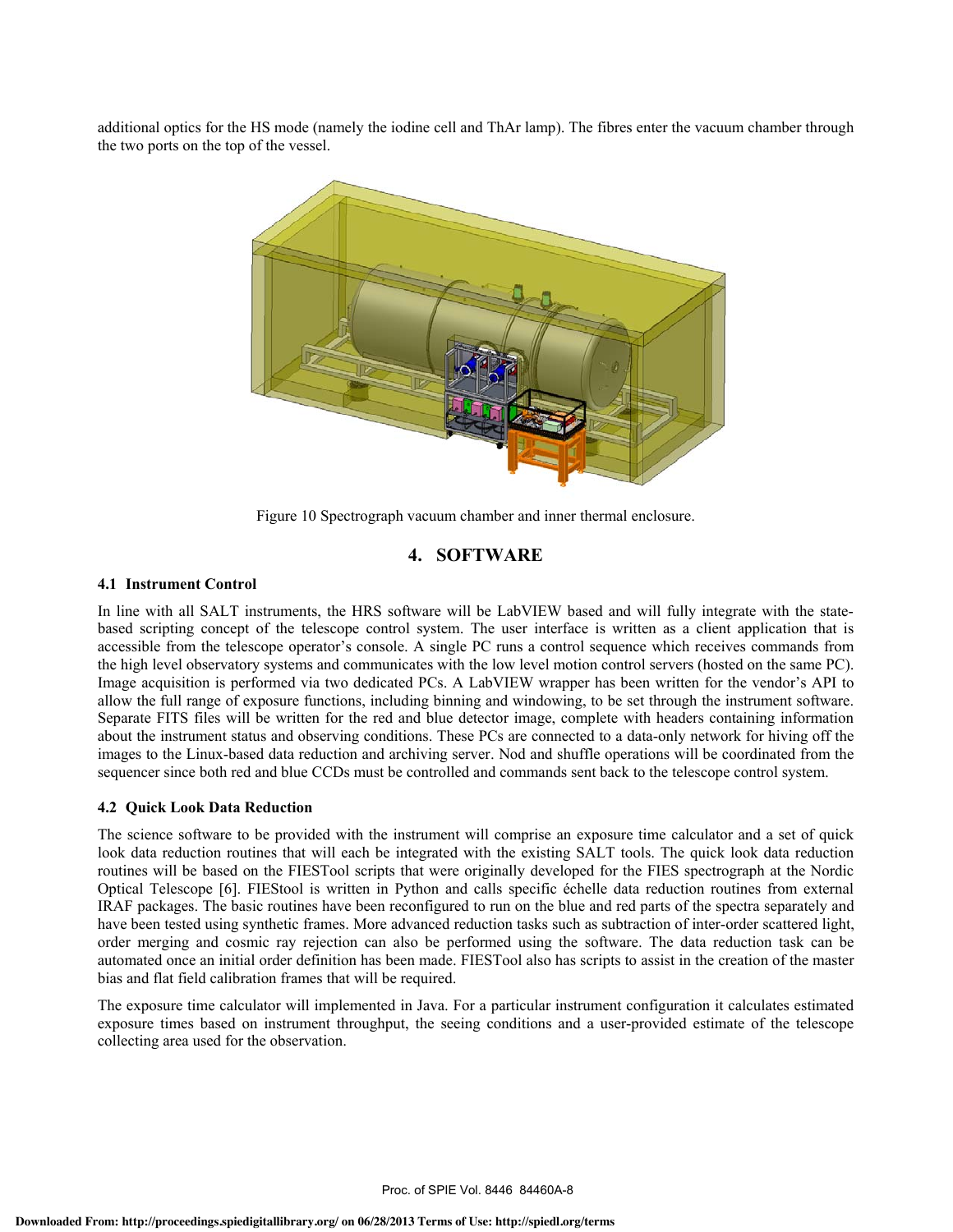additional optics for the HS mode (namely the iodine cell and ThAr lamp). The fibres enter the vacuum chamber through the two ports on the top of the vessel.

Figure 10 Spectrograph vacuum chamber and inner thermal enclosure.

# 4. SOFTWARE

### 4.1 Instrument Control

In line with all SALT instruments, the HRS software will be LabVIEW based and will fully integrate with the state-based scripting concept of the telescope control system. The user interface is written as a client application that is accessible from the telescope operator's console. A single PC runs a control sequence which receives commands from the high level observatory systems and communicates with the low level motion control servers (hosted on the same PC). Image acquisition is performed via two dedicated PCs. A LabVIEW wrapper has been written for the vendor's API to allow the full range of exposure functions, including binning and windowing, to be set through the instrument software. Separate FITS files will be written for the red and blue detector image, complete with headers containing information about the instrument status and observing conditions. These PCs are connected to a data-only network for hiving off the images to the Linux-based data reduction and archiving server. Nod and shuffle operations will be coordinated from the sequencer since both red and blue CCDs must be controlled and commands sent back to the telescope control system.

### 4.2 Quick Look Data Reduction

The science software to be provided with the instrument will comprise an exposure time calculator and a set of quick look data reduction routines that will each be integrated with the existing SALT tools. The quick look data reduction routines will be based on the FIESTool scripts that were originally developed for the FIES spectrograph at the Nordic Optical Telescope [6]. FIEStool is written in Python and calls specific échelle data reduction routines from external IRAF packages. The basic routines have been reconfigured to run on the blue and red parts of the spectra separately and have been tested using synthetic frames. More advanced reduction tasks such as subtraction of inter-order scattered light, order merging and cosmic ray rejection can also be performed using the software. The data reduction task can be automated once an initial order definition has been made. FIESTool also has scripts to assist in the creation of the master bias and flat field calibration frames that will be required.

The exposure time calculator will implemented in Java. For a particular instrument configuration it calculates estimated exposure times based on instrument throughput, the seeing conditions and a user-provided estimate of the telescope collecting area used for the observation.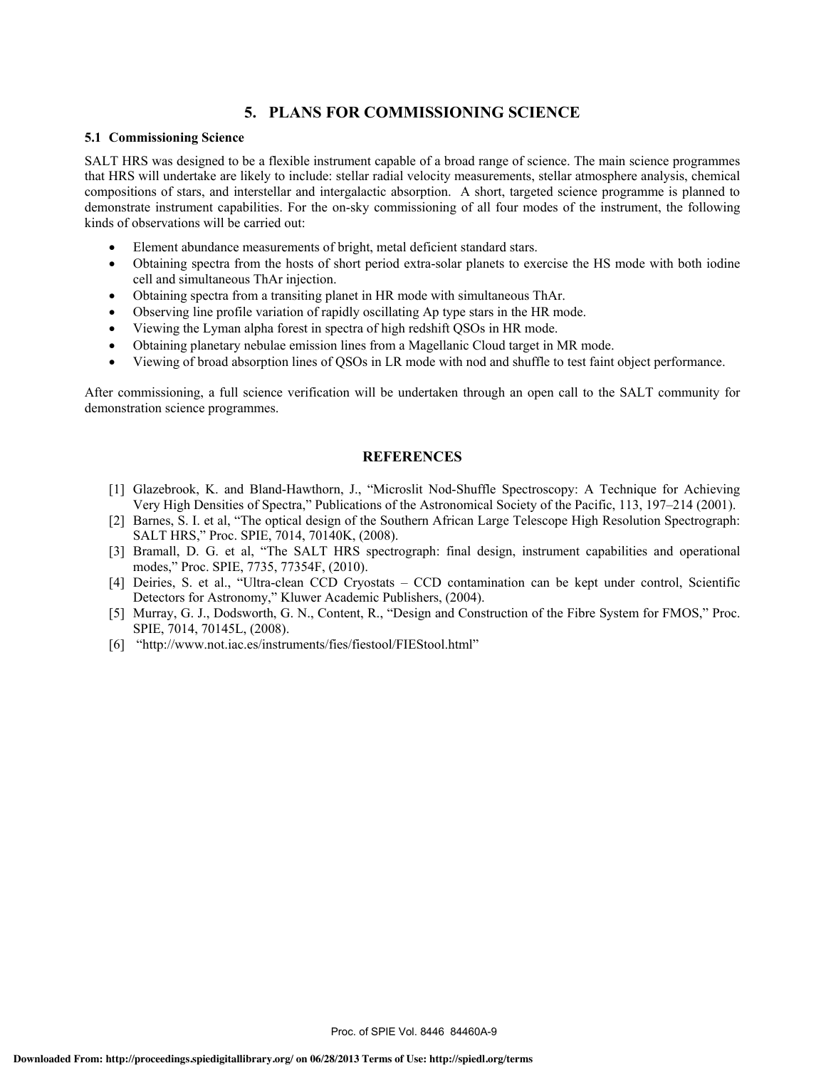# 5. PLANS FOR COMMISSIONING SCIENCE

### 5.1 Commissioning Science

SALT HRS was designed to be a flexible instrument capable of a broad range of science. The main science programmes that HRS will undertake are likely to include: stellar radial velocity measurements, stellar atmosphere analysis, chemical compositions of stars, and interstellar and intergalactic absorption. A short, targeted science programme is planned to demonstrate instrument capabilities. For the on-sky commissioning of all four modes of the instrument, the following kinds of observations will be carried out:

- Element abundance measurements of bright, metal deficient standard stars.
- Obtaining spectra from the hosts of short period extra-solar planets to exercise the HS mode with both iodine cell and simultaneous ThAr injection.
- Obtaining spectra from a transiting planet in HR mode with simultaneous ThAr.
- Observing line profile variation of rapidly oscillating Ap type stars in the HR mode.
- Viewing the Lyman alpha forest in spectra of high redshift QSOs in HR mode.
- Obtaining planetary nebulae emission lines from a Magellanic Cloud target in MR mode.
- Viewing of broad absorption lines of QSOs in LR mode with nod and shuffle to test faint object performance.

After commissioning, a full science verification will be undertaken through an open call to the SALT community for demonstration science programmes.

# REFERENCES

[1] Glazebrook, K. and Bland-Hawthorn, J., "Microslit Nod-Shuffle Spectroscopy: A Technique for Achieving Very High Densities of Spectra," Publications of the Astronomical Society of the Pacific, 113, 197–214 (2001).

[2] Barnes, S. I. et al, "The optical design of the Southern African Large Telescope High Resolution Spectrograph: SALT HRS," Proc. SPIE, 7014, 70140K, (2008).

[3] Bramall, D. G. et al, "The SALT HRS spectrograph: final design, instrument capabilities and operational modes," Proc. SPIE, 7735, 77354F, (2010).

[4] Deiries, S. et al., "Ultra-clean CCD Cryostats – CCD contamination can be kept under control, Scientific Detectors for Astronomy," Kluwer Academic Publishers, (2004).

[5] Murray, G. J., Dodsworth, G. N., Content, R., "Design and Construction of the Fibre System for FMOS," Proc. SPIE, 7014, 70145L, (2008).

[6] "http://www.not.iac.es/instruments/fies/fiestool/FIEStool.html"